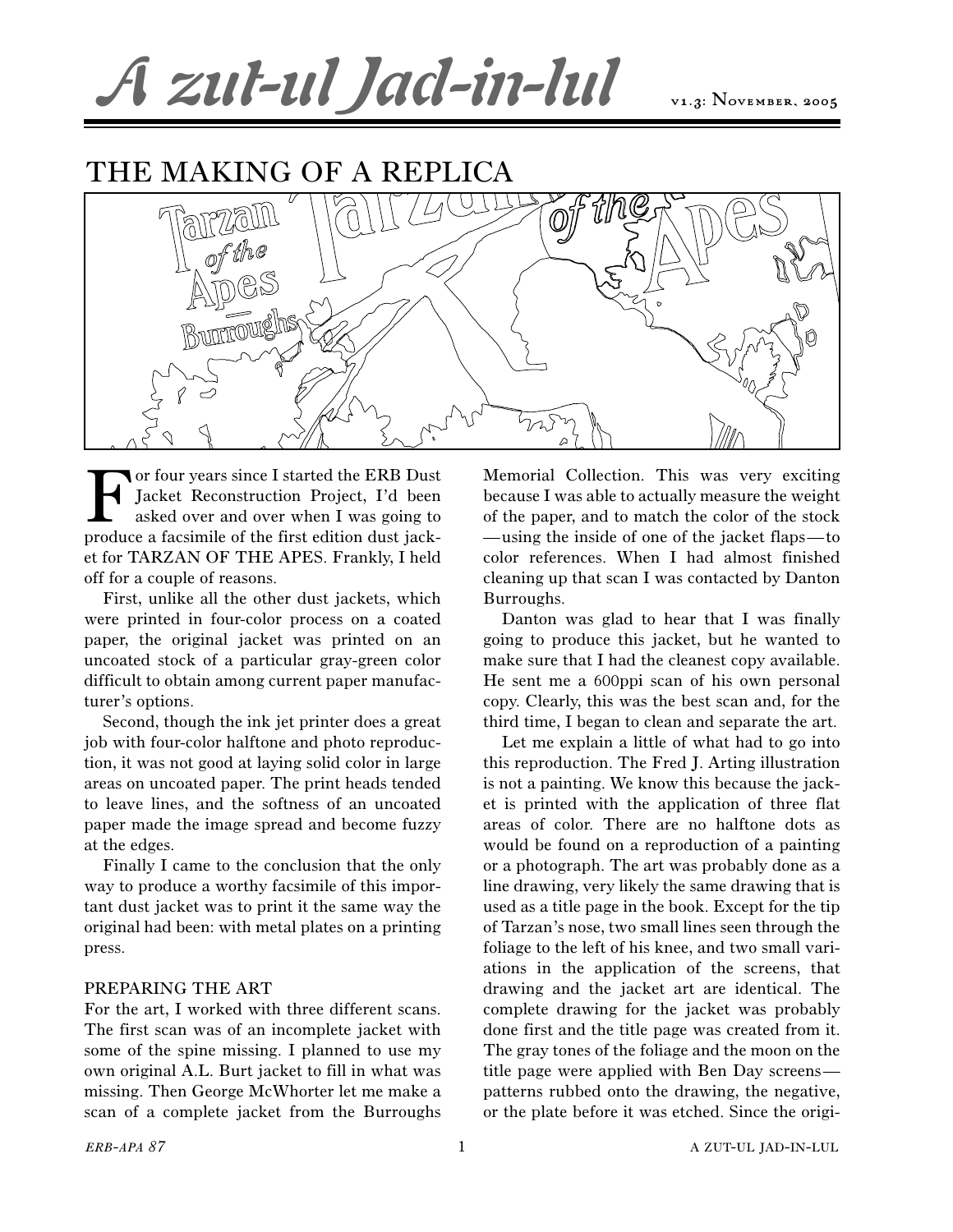# A zut-ul Jad-in-lul

v1.3: November, 2005

## THE MAKING OF A REPLICA

For four years since I started the ERB Dust Jacket Reconstruction Project, I'd been asked over and over when I was going to produce a facsimile of the first edition dust jacket for TARZAN OF THE APES. Frankly, I held off for a couple of reasons.

First, unlike all the other dust jackets, which were printed in four-color process on a coated paper, the original jacket was printed on an uncoated stock of a particular gray-green color difficult to obtain among current paper manufacturer's options.

Second, though the ink jet printer does a great job with four-color halftone and photo reproduction, it was not good at laying solid color in large areas on uncoated paper. The print heads tended to leave lines, and the softness of an uncoated paper made the image spread and become fuzzy at the edges.

Finally I came to the conclusion that the only way to produce a worthy facsimile of this important dust jacket was to print it the same way the original had been: with metal plates on a printing press.

### PREPARING THE ART

For the art, I worked with three different scans. The first scan was of an incomplete jacket with some of the spine missing. I planned to use my own original A.L. Burt jacket to fill in what was missing. Then George McWhorter let me make a scan of a complete jacket from the Burroughs Memorial Collection. This was very exciting because I was able to actually measure the weight of the paper, and to match the color of the stock—using the inside of one of the jacket flaps—to color references. When I had almost finished cleaning up that scan I was contacted by Danton Burroughs.

Danton was glad to hear that I was finally going to produce this jacket, but he wanted to make sure that I had the cleanest copy available. He sent me a 600ppi scan of his own personal copy. Clearly, this was the best scan and, for the third time, I began to clean and separate the art.

Let me explain a little of what had to go into this reproduction. The Fred J. Arting illustration is not a painting. We know this because the jacket is printed with the application of three flat areas of color. There are no halftone dots as would be found on a reproduction of a painting or a photograph. The art was probably done as a line drawing, very likely the same drawing that is used as a title page in the book. Except for the tip of Tarzan's nose, two small lines seen through the foliage to the left of his knee, and two small variations in the application of the screens, that drawing and the jacket art are identical. The complete drawing for the jacket was probably done first and the title page was created from it. The gray tones of the foliage and the moon on the title page were applied with Ben Day screens—patterns rubbed onto the drawing, the negative, or the plate before it was etched. Since the origi-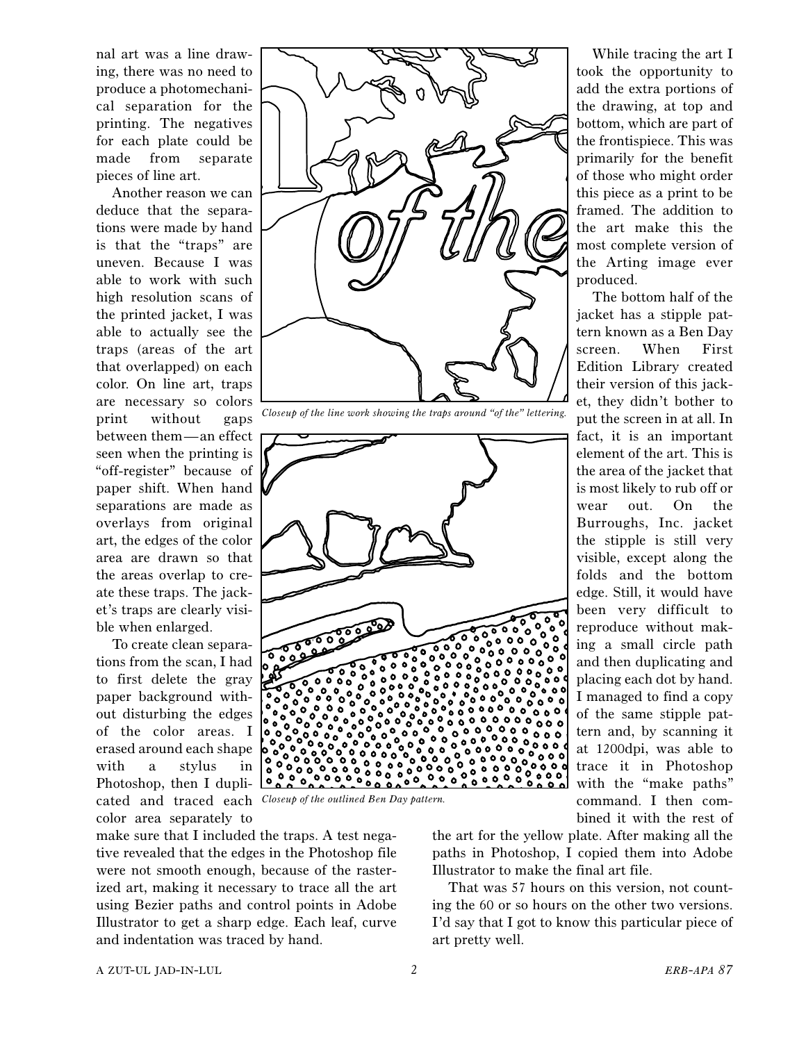nal art was a line drawing, there was no need to produce a photomechanical separation for the printing. The negatives for each plate could be made from separate pieces of line art.

Another reason we can deduce that the separations were made by hand is that the "traps" are uneven. Because I was able to work with such high resolution scans of the printed jacket, I was able to actually see the traps (areas of the art that overlapped) on each color. On line art, traps are necessary so colors print without gaps between them—an effect seen when the printing is "off-register" because of paper shift. When hand separations are made as overlays from original art, the edges of the color area are drawn so that the areas overlap to create these traps. The jacket's traps are clearly visible when enlarged.

To create clean separations from the scan, I had to first delete the gray paper background without disturbing the edges of the color areas. I erased around each shape with a stylus in Photoshop, then I duplicated and traced each color area separately to make sure that I included the traps. A test negative revealed that the edges in the Photoshop file were not smooth enough, because of the rasterized art, making it necessary to trace all the art using Bezier paths and control points in Adobe Illustrator to get a sharp edge. Each leaf, curve and indentation was traced by hand.

*Closeup of the line work showing the traps around "of the" lettering.*

*Closeup of the outlined Ben Day pattern.*

While tracing the art I took the opportunity to add the extra portions of the drawing, at top and bottom, which are part of the frontispiece. This was primarily for the benefit of those who might order this piece as a print to be framed. The addition to the art make this the most complete version of the Arting image ever produced.

The bottom half of the jacket has a stipple pattern known as a Ben Day screen. When First Edition Library created their version of this jacket, they didn't bother to put the screen in at all. In fact, it is an important element of the art. This is the area of the jacket that is most likely to rub off or wear out. On the Burroughs, Inc. jacket the stipple is still very visible, except along the folds and the bottom edge. Still, it would have been very difficult to reproduce without making a small circle path and then duplicating and placing each dot by hand. I managed to find a copy of the same stipple pattern and, by scanning it at 1200dpi, was able to trace it in Photoshop with the "make paths" command. I then combined it with the rest of the art for the yellow plate. After making all the paths in Photoshop, I copied them into Adobe Illustrator to make the final art file.

That was 57 hours on this version, not counting the 60 or so hours on the other two versions. I'd say that I got to know this particular piece of art pretty well.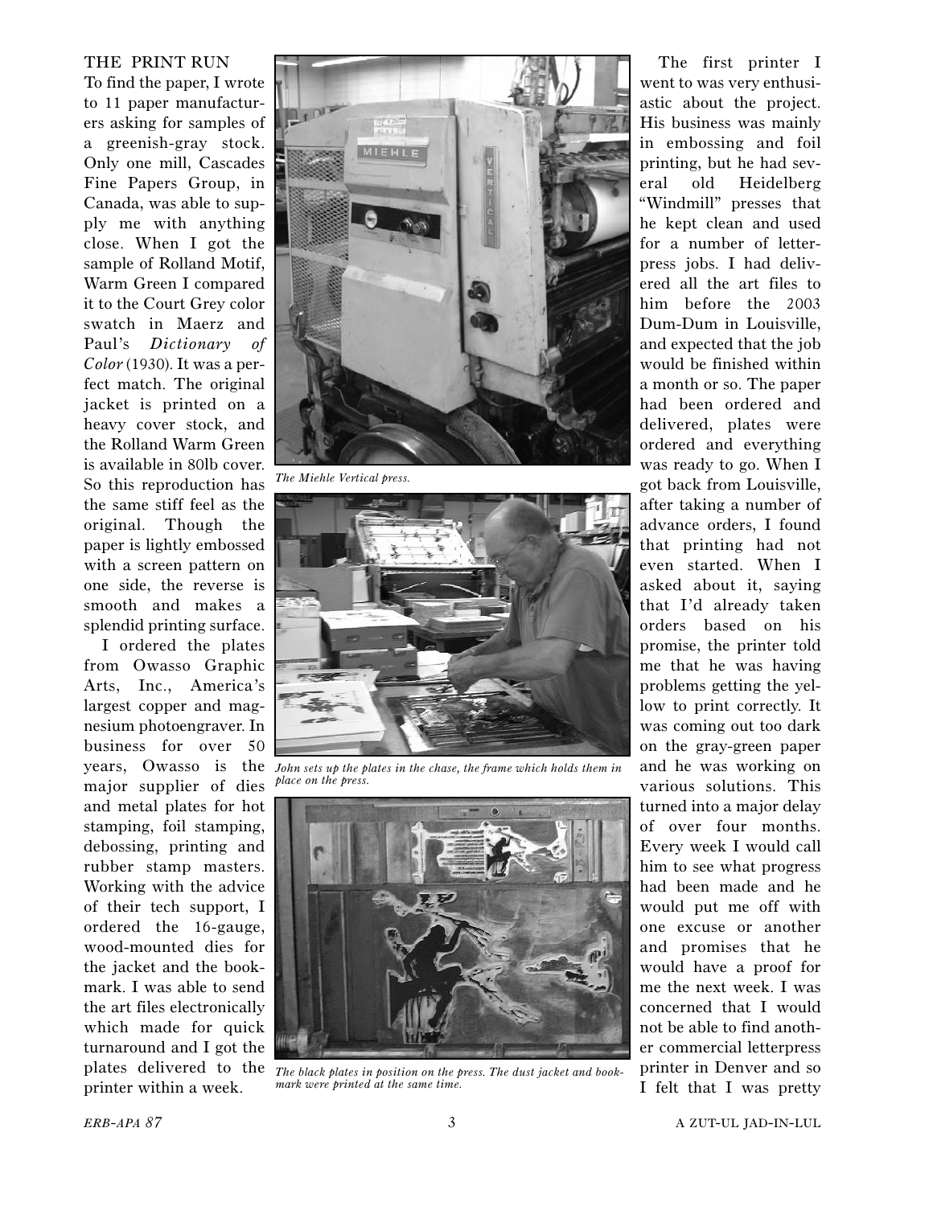## THE PRINT RUN

To find the paper, I wrote to 11 paper manufacturers asking for samples of a greenish-gray stock. Only one mill, Cascades Fine Papers Group, in Canada, was able to supply me with anything close. When I got the sample of Rolland Motif, Warm Green I compared it to the Court Grey color swatch in Maerz and Paul's *Dictionary of Color* (1930). It was a perfect match. The original jacket is printed on a heavy cover stock, and the Rolland Warm Green is available in 80lb cover. So this reproduction has the same stiff feel as the original. Though the paper is lightly embossed with a screen pattern on one side, the reverse is smooth and makes a splendid printing surface.

I ordered the plates from Owasso Graphic Arts, Inc., America's largest copper and magnesium photoengraver. In business for over 50 years, Owasso is the major supplier of dies and metal plates for hot stamping, foil stamping, debossing, printing and rubber stamp masters. Working with the advice of their tech support, I ordered the 16-gauge, wood-mounted dies for the jacket and the bookmark. I was able to send the art files electronically which made for quick turnaround and I got the plates delivered to the printer within a week.

*The Miehle Vertical press.*

*John sets up the plates in the chase, the frame which holds them in place on the press.*

*The black plates in position on the press. The dust jacket and bookmark were printed at the same time.*

The first printer I went to was very enthusiastic about the project. His business was mainly in embossing and foil printing, but he had several old Heidelberg "Windmill" presses that he kept clean and used for a number of letterpress jobs. I had delivered all the art files to him before the 2003 Dum-Dum in Louisville, and expected that the job would be finished within a month or so. The paper had been ordered and delivered, plates were ordered and everything was ready to go. When I got back from Louisville, after taking a number of advance orders, I found that printing had not even started. When I asked about it, saying that I'd already taken orders based on his promise, the printer told me that he was having problems getting the yellow to print correctly. It was coming out too dark on the gray-green paper and he was working on various solutions. This turned into a major delay of over four months. Every week I would call him to see what progress had been made and he would put me off with one excuse or another and promises that he would have a proof for me the next week. I was concerned that I would not be able to find another commercial letterpress printer in Denver and so I felt that I was pretty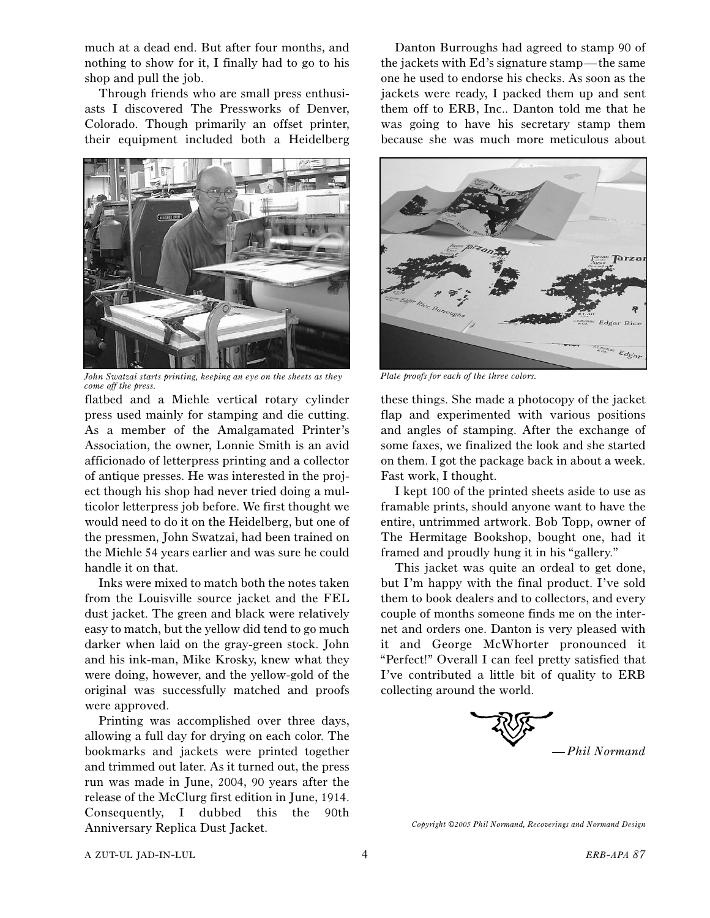much at a dead end. But after four months, and nothing to show for it, I finally had to go to his shop and pull the job.

Through friends who are small press enthusiasts I discovered The Pressworks of Denver, Colorado. Though primarily an offset printer, their equipment included both a Heidelberg flatbed and a Miehle vertical rotary cylinder press used mainly for stamping and die cutting. As a member of the Amalgamated Printer's Association, the owner, Lonnie Smith is an avid afficionado of letterpress printing and a collector of antique presses. He was interested in the project though his shop had never tried doing a multicolor letterpress job before. We first thought we would need to do it on the Heidelberg, but one of the pressmen, John Swatzai, had been trained on the Miehle 54 years earlier and was sure he could handle it on that.

*John Swatzai starts printing, keeping an eye on the sheets as they come off the press.*

Inks were mixed to match both the notes taken from the Louisville source jacket and the FEL dust jacket. The green and black were relatively easy to match, but the yellow did tend to go much darker when laid on the gray-green stock. John and his ink-man, Mike Krosky, knew what they were doing, however, and the yellow-gold of the original was successfully matched and proofs were approved.

Printing was accomplished over three days, allowing a full day for drying on each color. The bookmarks and jackets were printed together and trimmed out later. As it turned out, the press run was made in June, 2004, 90 years after the release of the McClurg first edition in June, 1914. Consequently, I dubbed this the 90th Anniversary Replica Dust Jacket.

Danton Burroughs had agreed to stamp 90 of the jackets with Ed's signature stamp—the same one he used to endorse his checks. As soon as the jackets were ready, I packed them up and sent them off to ERB, Inc.. Danton told me that he was going to have his secretary stamp them because she was much more meticulous about these things. She made a photocopy of the jacket flap and experimented with various positions and angles of stamping. After the exchange of some faxes, we finalized the look and she started on them. I got the package back in about a week. Fast work, I thought.

*Plate proofs for each of the three colors.*

I kept 100 of the printed sheets aside to use as framable prints, should anyone want to have the entire, untrimmed artwork. Bob Topp, owner of The Hermitage Bookshop, bought one, had it framed and proudly hung it in his "gallery."

This jacket was quite an ordeal to get done, but I'm happy with the final product. I've sold them to book dealers and to collectors, and every couple of months someone finds me on the internet and orders one. Danton is very pleased with it and George McWhorter pronounced it "Perfect!" Overall I can feel pretty satisfied that I've contributed a little bit of quality to ERB collecting around the world.

—*Phil Normand*

*Copyright ©2005 Phil Normand, Recoverings and Normand Design*